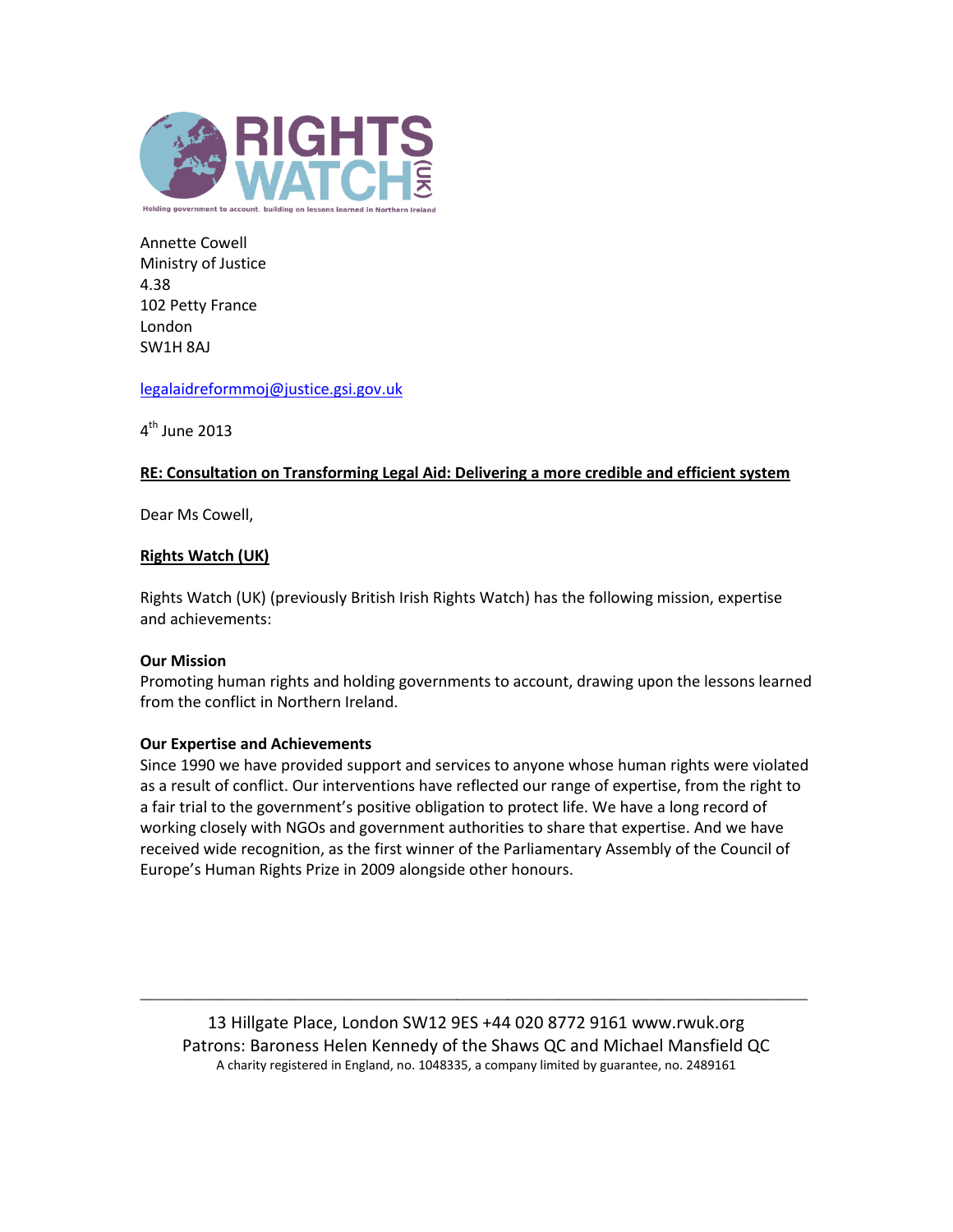Annette Cowell
Ministry of Justice
4.38
102 Petty France
London
SW1H 8AJ

legalaidreformmoj@justice.gsi.gov.uk

4th June 2013

**RE: Consultation on Transforming Legal Aid: Delivering a more credible and efficient system**

Dear Ms Cowell,

**Rights Watch (UK)**

Rights Watch (UK) (previously British Irish Rights Watch) has the following mission, expertise and achievements:

**Our Mission**
Promoting human rights and holding governments to account, drawing upon the lessons learned from the conflict in Northern Ireland.

**Our Expertise and Achievements**
Since 1990 we have provided support and services to anyone whose human rights were violated as a result of conflict. Our interventions have reflected our range of expertise, from the right to a fair trial to the government's positive obligation to protect life. We have a long record of working closely with NGOs and government authorities to share that expertise. And we have received wide recognition, as the first winner of the Parliamentary Assembly of the Council of Europe's Human Rights Prize in 2009 alongside other honours.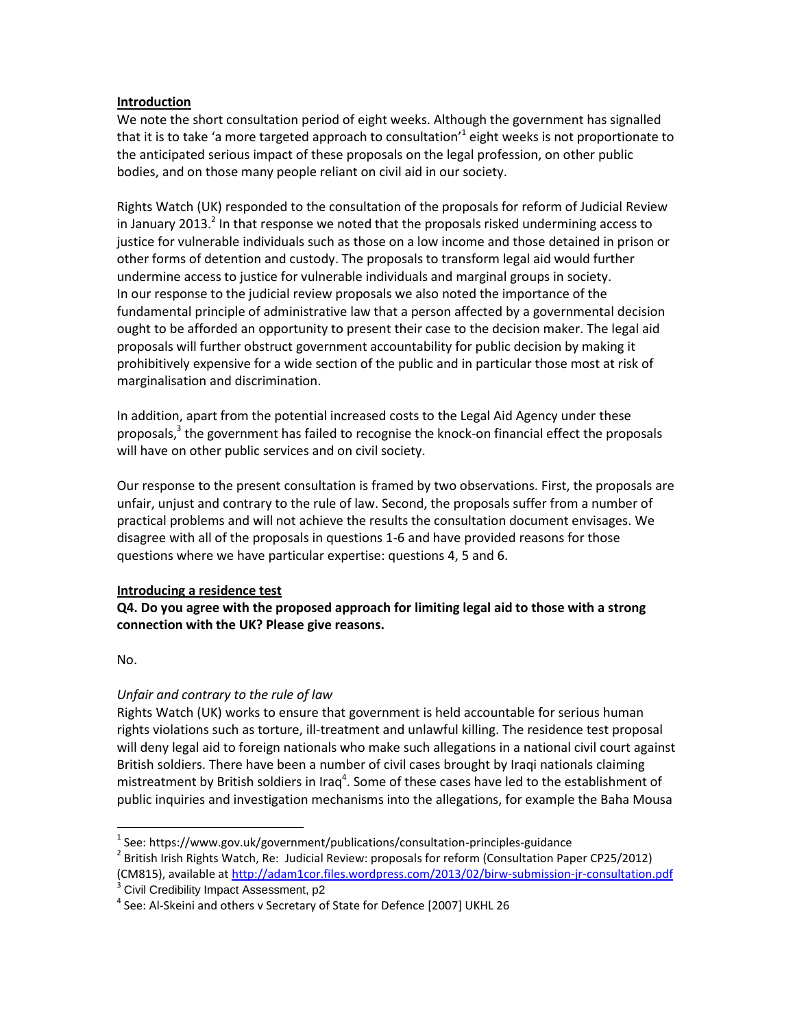**Introduction**

We note the short consultation period of eight weeks. Although the government has signalled that it is to take 'a more targeted approach to consultation'[1] eight weeks is not proportionate to the anticipated serious impact of these proposals on the legal profession, on other public bodies, and on those many people reliant on civil aid in our society.

Rights Watch (UK) responded to the consultation of the proposals for reform of Judicial Review in January 2013.[2] In that response we noted that the proposals risked undermining access to justice for vulnerable individuals such as those on a low income and those detained in prison or other forms of detention and custody. The proposals to transform legal aid would further undermine access to justice for vulnerable individuals and marginal groups in society. In our response to the judicial review proposals we also noted the importance of the fundamental principle of administrative law that a person affected by a governmental decision ought to be afforded an opportunity to present their case to the decision maker. The legal aid proposals will further obstruct government accountability for public decision by making it prohibitively expensive for a wide section of the public and in particular those most at risk of marginalisation and discrimination.

In addition, apart from the potential increased costs to the Legal Aid Agency under these proposals,[3] the government has failed to recognise the knock-on financial effect the proposals will have on other public services and on civil society.

Our response to the present consultation is framed by two observations. First, the proposals are unfair, unjust and contrary to the rule of law. Second, the proposals suffer from a number of practical problems and will not achieve the results the consultation document envisages. We disagree with all of the proposals in questions 1-6 and have provided reasons for those questions where we have particular expertise: questions 4, 5 and 6.

**Introducing a residence test**

**Q4. Do you agree with the proposed approach for limiting legal aid to those with a strong connection with the UK? Please give reasons.**

No.

*Unfair and contrary to the rule of law*

Rights Watch (UK) works to ensure that government is held accountable for serious human rights violations such as torture, ill-treatment and unlawful killing. The residence test proposal will deny legal aid to foreign nationals who make such allegations in a national civil court against British soldiers. There have been a number of civil cases brought by Iraqi nationals claiming mistreatment by British soldiers in Iraq[4]. Some of these cases have led to the establishment of public inquiries and investigation mechanisms into the allegations, for example the Baha Mousa

---

[1] See: https://www.gov.uk/government/publications/consultation-principles-guidance

[2] British Irish Rights Watch, Re: Judicial Review: proposals for reform (Consultation Paper CP25/2012) (CM815), available at http://adam1cor.files.wordpress.com/2013/02/birw-submission-jr-consultation.pdf

[3] Civil Credibility Impact Assessment, p2

[4] See: Al-Skeini and others v Secretary of State for Defence [2007] UKHL 26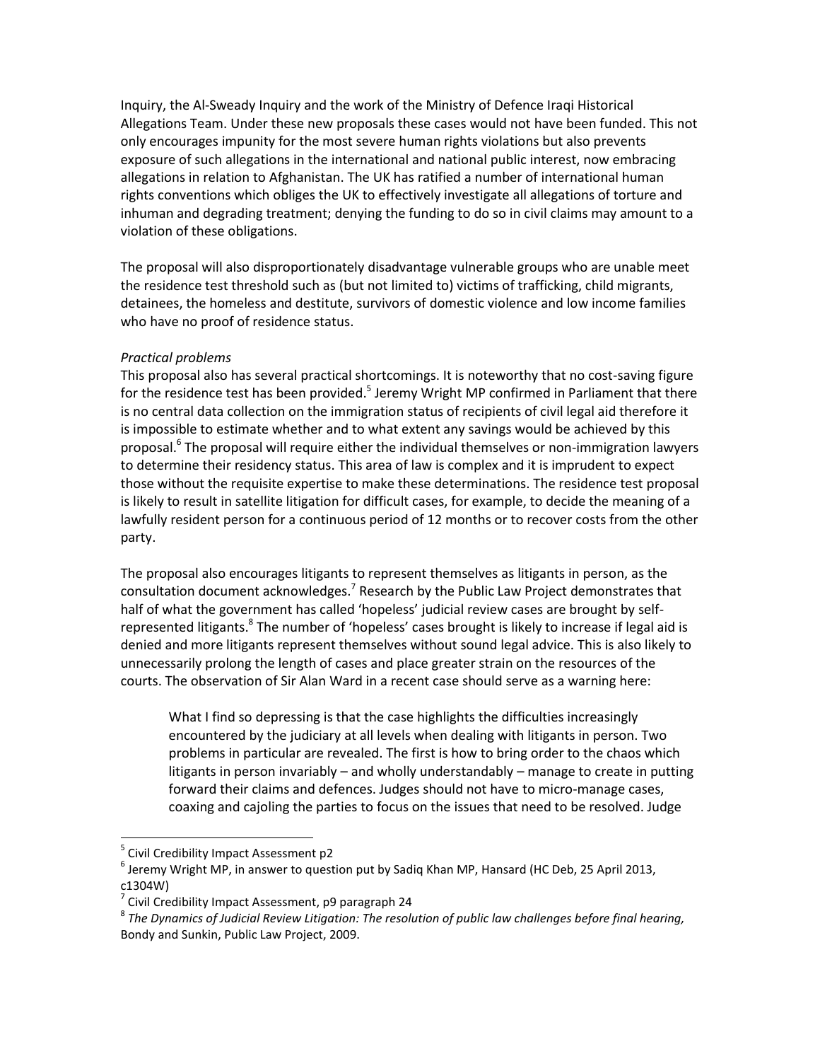Inquiry, the Al-Sweady Inquiry and the work of the Ministry of Defence Iraqi Historical Allegations Team. Under these new proposals these cases would not have been funded. This not only encourages impunity for the most severe human rights violations but also prevents exposure of such allegations in the international and national public interest, now embracing allegations in relation to Afghanistan. The UK has ratified a number of international human rights conventions which obliges the UK to effectively investigate all allegations of torture and inhuman and degrading treatment; denying the funding to do so in civil claims may amount to a violation of these obligations.

The proposal will also disproportionately disadvantage vulnerable groups who are unable meet the residence test threshold such as (but not limited to) victims of trafficking, child migrants, detainees, the homeless and destitute, survivors of domestic violence and low income families who have no proof of residence status.

*Practical problems*

This proposal also has several practical shortcomings. It is noteworthy that no cost-saving figure for the residence test has been provided.[5] Jeremy Wright MP confirmed in Parliament that there is no central data collection on the immigration status of recipients of civil legal aid therefore it is impossible to estimate whether and to what extent any savings would be achieved by this proposal.[6] The proposal will require either the individual themselves or non-immigration lawyers to determine their residency status. This area of law is complex and it is imprudent to expect those without the requisite expertise to make these determinations. The residence test proposal is likely to result in satellite litigation for difficult cases, for example, to decide the meaning of a lawfully resident person for a continuous period of 12 months or to recover costs from the other party.

The proposal also encourages litigants to represent themselves as litigants in person, as the consultation document acknowledges.[7] Research by the Public Law Project demonstrates that half of what the government has called 'hopeless' judicial review cases are brought by self-represented litigants.[8] The number of 'hopeless' cases brought is likely to increase if legal aid is denied and more litigants represent themselves without sound legal advice. This is also likely to unnecessarily prolong the length of cases and place greater strain on the resources of the courts. The observation of Sir Alan Ward in a recent case should serve as a warning here:

> What I find so depressing is that the case highlights the difficulties increasingly encountered by the judiciary at all levels when dealing with litigants in person. Two problems in particular are revealed. The first is how to bring order to the chaos which litigants in person invariably – and wholly understandably – manage to create in putting forward their claims and defences. Judges should not have to micro-manage cases, coaxing and cajoling the parties to focus on the issues that need to be resolved. Judge

---

[5] Civil Credibility Impact Assessment p2

[6] Jeremy Wright MP, in answer to question put by Sadiq Khan MP, Hansard (HC Deb, 25 April 2013, c1304W)

[7] Civil Credibility Impact Assessment, p9 paragraph 24

[8] *The Dynamics of Judicial Review Litigation: The resolution of public law challenges before final hearing,* Bondy and Sunkin, Public Law Project, 2009.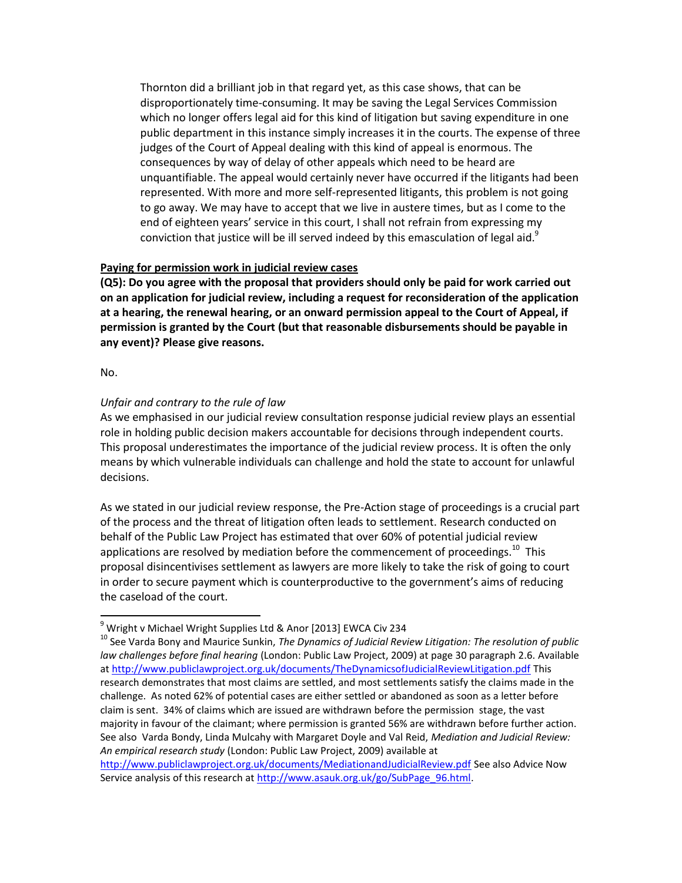> Thornton did a brilliant job in that regard yet, as this case shows, that can be disproportionately time-consuming. It may be saving the Legal Services Commission which no longer offers legal aid for this kind of litigation but saving expenditure in one public department in this instance simply increases it in the courts. The expense of three judges of the Court of Appeal dealing with this kind of appeal is enormous. The consequences by way of delay of other appeals which need to be heard are unquantifiable. The appeal would certainly never have occurred if the litigants had been represented. With more and more self-represented litigants, this problem is not going to go away. We may have to accept that we live in austere times, but as I come to the end of eighteen years' service in this court, I shall not refrain from expressing my conviction that justice will be ill served indeed by this emasculation of legal aid.[9]

**Paying for permission work in judicial review cases**

**(Q5): Do you agree with the proposal that providers should only be paid for work carried out on an application for judicial review, including a request for reconsideration of the application at a hearing, the renewal hearing, or an onward permission appeal to the Court of Appeal, if permission is granted by the Court (but that reasonable disbursements should be payable in any event)? Please give reasons.**

No.

*Unfair and contrary to the rule of law*

As we emphasised in our judicial review consultation response judicial review plays an essential role in holding public decision makers accountable for decisions through independent courts. This proposal underestimates the importance of the judicial review process. It is often the only means by which vulnerable individuals can challenge and hold the state to account for unlawful decisions.

As we stated in our judicial review response, the Pre-Action stage of proceedings is a crucial part of the process and the threat of litigation often leads to settlement. Research conducted on behalf of the Public Law Project has estimated that over 60% of potential judicial review applications are resolved by mediation before the commencement of proceedings.[10] This proposal disincentivises settlement as lawyers are more likely to take the risk of going to court in order to secure payment which is counterproductive to the government's aims of reducing the caseload of the court.

---

[9] Wright v Michael Wright Supplies Ltd & Anor [2013] EWCA Civ 234

[10] See Varda Bony and Maurice Sunkin, *The Dynamics of Judicial Review Litigation: The resolution of public law challenges before final hearing* (London: Public Law Project, 2009) at page 30 paragraph 2.6. Available at http://www.publiclawproject.org.uk/documents/TheDynamicsofJudicialReviewLitigation.pdf This research demonstrates that most claims are settled, and most settlements satisfy the claims made in the challenge. As noted 62% of potential cases are either settled or abandoned as soon as a letter before claim is sent. 34% of claims which are issued are withdrawn before the permission stage, the vast majority in favour of the claimant; where permission is granted 56% are withdrawn before further action. See also Varda Bondy, Linda Mulcahy with Margaret Doyle and Val Reid, *Mediation and Judicial Review: An empirical research study* (London: Public Law Project, 2009) available at http://www.publiclawproject.org.uk/documents/MediationandJudicialReview.pdf See also Advice Now Service analysis of this research at http://www.asauk.org.uk/go/SubPage_96.html.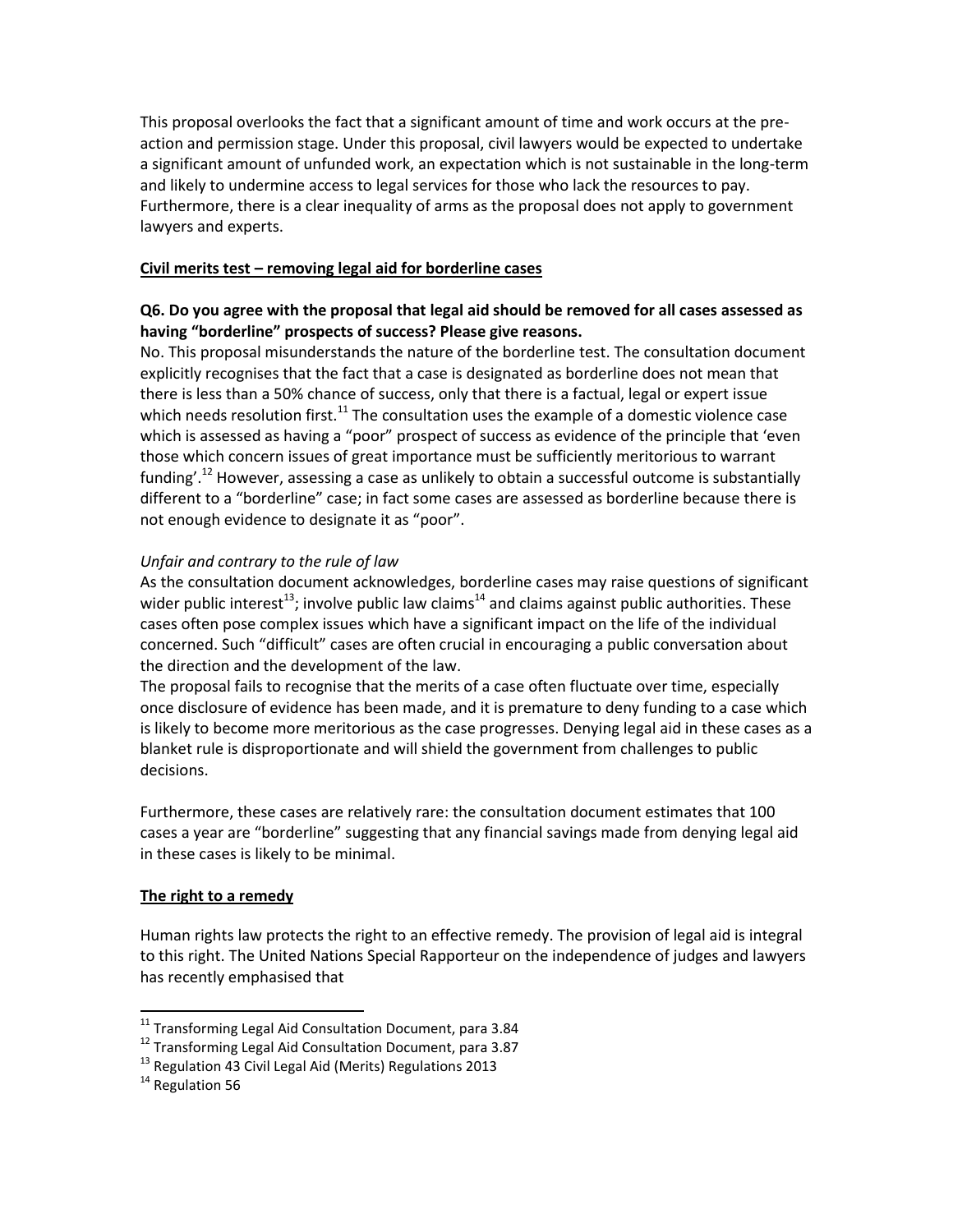This proposal overlooks the fact that a significant amount of time and work occurs at the pre-action and permission stage. Under this proposal, civil lawyers would be expected to undertake a significant amount of unfunded work, an expectation which is not sustainable in the long-term and likely to undermine access to legal services for those who lack the resources to pay. Furthermore, there is a clear inequality of arms as the proposal does not apply to government lawyers and experts.

**Civil merits test – removing legal aid for borderline cases**

**Q6. Do you agree with the proposal that legal aid should be removed for all cases assessed as having "borderline" prospects of success? Please give reasons.**

No. This proposal misunderstands the nature of the borderline test. The consultation document explicitly recognises that the fact that a case is designated as borderline does not mean that there is less than a 50% chance of success, only that there is a factual, legal or expert issue which needs resolution first.[11] The consultation uses the example of a domestic violence case which is assessed as having a "poor" prospect of success as evidence of the principle that 'even those which concern issues of great importance must be sufficiently meritorious to warrant funding'.[12] However, assessing a case as unlikely to obtain a successful outcome is substantially different to a "borderline" case; in fact some cases are assessed as borderline because there is not enough evidence to designate it as "poor".

*Unfair and contrary to the rule of law*

As the consultation document acknowledges, borderline cases may raise questions of significant wider public interest[13]; involve public law claims[14] and claims against public authorities. These cases often pose complex issues which have a significant impact on the life of the individual concerned. Such "difficult" cases are often crucial in encouraging a public conversation about the direction and the development of the law.

The proposal fails to recognise that the merits of a case often fluctuate over time, especially once disclosure of evidence has been made, and it is premature to deny funding to a case which is likely to become more meritorious as the case progresses. Denying legal aid in these cases as a blanket rule is disproportionate and will shield the government from challenges to public decisions.

Furthermore, these cases are relatively rare: the consultation document estimates that 100 cases a year are "borderline" suggesting that any financial savings made from denying legal aid in these cases is likely to be minimal.

**The right to a remedy**

Human rights law protects the right to an effective remedy. The provision of legal aid is integral to this right. The United Nations Special Rapporteur on the independence of judges and lawyers has recently emphasised that

[11] Transforming Legal Aid Consultation Document, para 3.84

[12] Transforming Legal Aid Consultation Document, para 3.87

[13] Regulation 43 Civil Legal Aid (Merits) Regulations 2013

[14] Regulation 56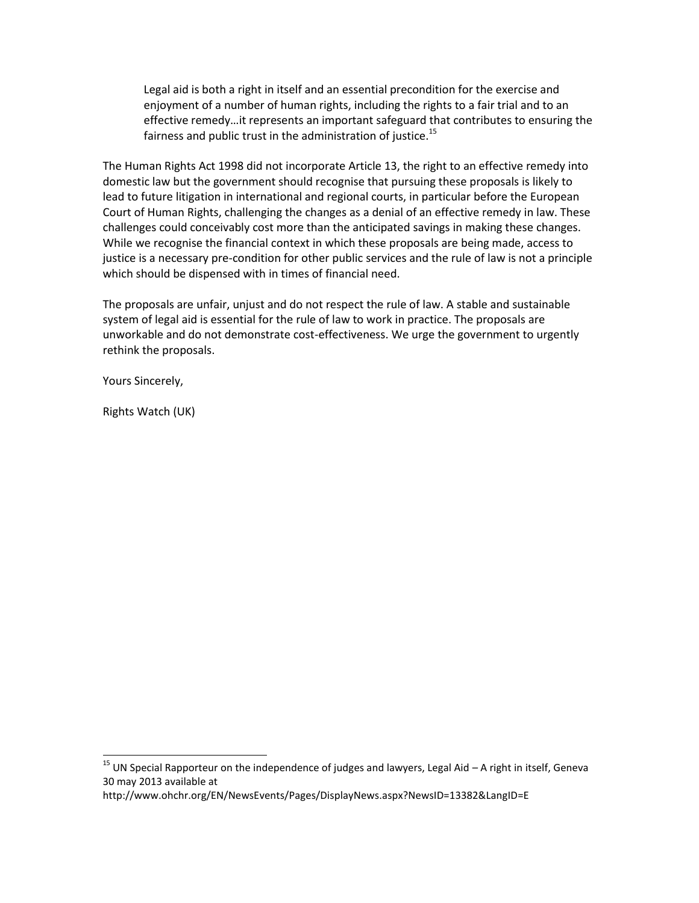> Legal aid is both a right in itself and an essential precondition for the exercise and enjoyment of a number of human rights, including the rights to a fair trial and to an effective remedy…it represents an important safeguard that contributes to ensuring the fairness and public trust in the administration of justice.[15]

The Human Rights Act 1998 did not incorporate Article 13, the right to an effective remedy into domestic law but the government should recognise that pursuing these proposals is likely to lead to future litigation in international and regional courts, in particular before the European Court of Human Rights, challenging the changes as a denial of an effective remedy in law. These challenges could conceivably cost more than the anticipated savings in making these changes. While we recognise the financial context in which these proposals are being made, access to justice is a necessary pre-condition for other public services and the rule of law is not a principle which should be dispensed with in times of financial need.

The proposals are unfair, unjust and do not respect the rule of law. A stable and sustainable system of legal aid is essential for the rule of law to work in practice. The proposals are unworkable and do not demonstrate cost-effectiveness. We urge the government to urgently rethink the proposals.

Yours Sincerely,

Rights Watch (UK)

---

[15] UN Special Rapporteur on the independence of judges and lawyers, Legal Aid – A right in itself, Geneva 30 may 2013 available at http://www.ohchr.org/EN/NewsEvents/Pages/DisplayNews.aspx?NewsID=13382&LangID=E